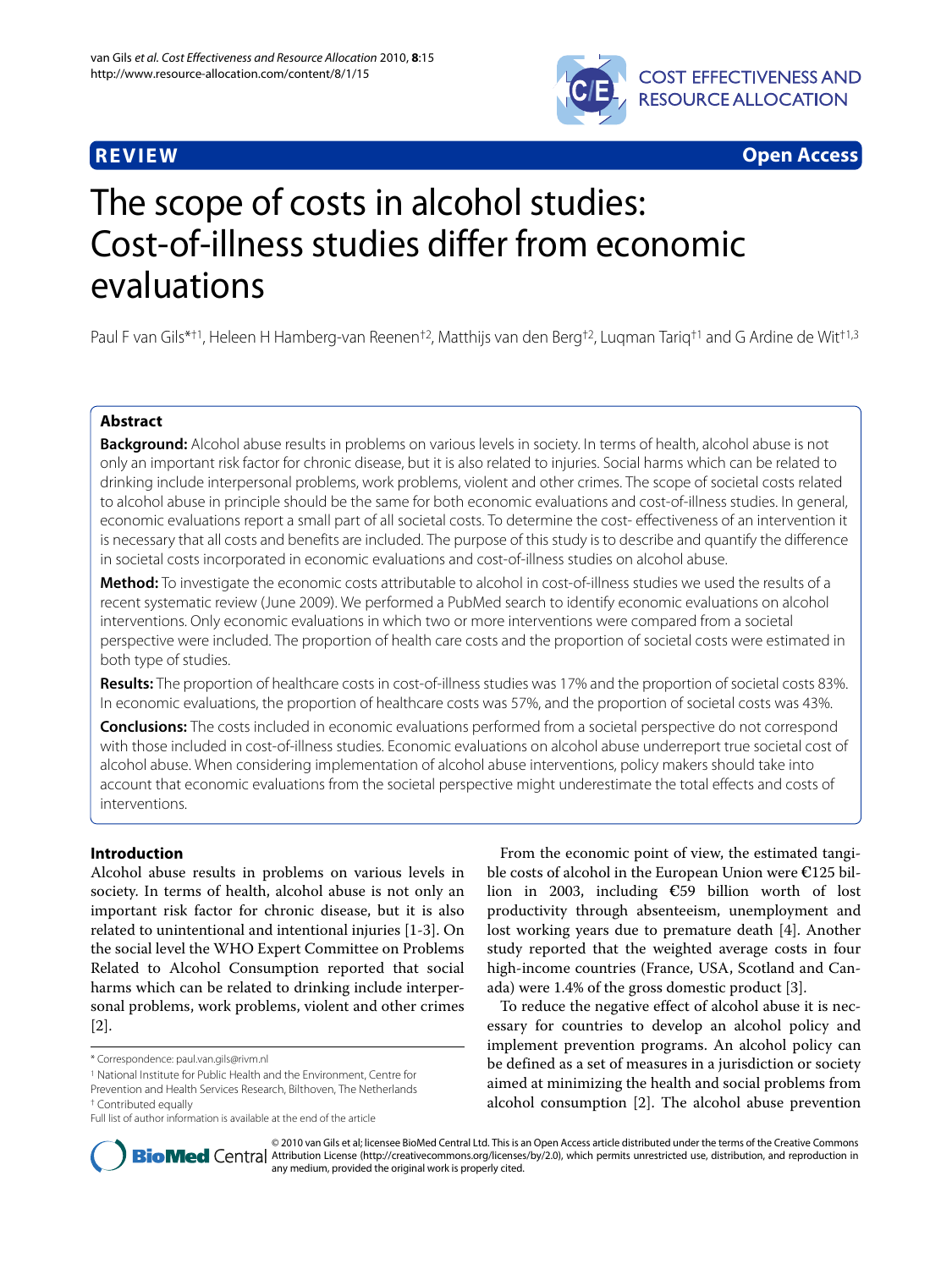**REVIEW** **Open Access**

# The scope of costs in alcohol studies: Cost-of-illness studies differ from economic evaluations

Paul F van Gils*[†1], Heleen H Hamberg-van Reenen[†2], Matthijs van den Berg[†2], Luqman Tariq[†1] and G Ardine de Wit[†1,3]

## Abstract

**Background:** Alcohol abuse results in problems on various levels in society. In terms of health, alcohol abuse is not only an important risk factor for chronic disease, but it is also related to injuries. Social harms which can be related to drinking include interpersonal problems, work problems, violent and other crimes. The scope of societal costs related to alcohol abuse in principle should be the same for both economic evaluations and cost-of-illness studies. In general, economic evaluations report a small part of all societal costs. To determine the cost- effectiveness of an intervention it is necessary that all costs and benefits are included. The purpose of this study is to describe and quantify the difference in societal costs incorporated in economic evaluations and cost-of-illness studies on alcohol abuse.

**Method:** To investigate the economic costs attributable to alcohol in cost-of-illness studies we used the results of a recent systematic review (June 2009). We performed a PubMed search to identify economic evaluations on alcohol interventions. Only economic evaluations in which two or more interventions were compared from a societal perspective were included. The proportion of health care costs and the proportion of societal costs were estimated in both type of studies.

**Results:** The proportion of healthcare costs in cost-of-illness studies was 17% and the proportion of societal costs 83%. In economic evaluations, the proportion of healthcare costs was 57%, and the proportion of societal costs was 43%.

**Conclusions:** The costs included in economic evaluations performed from a societal perspective do not correspond with those included in cost-of-illness studies. Economic evaluations on alcohol abuse underreport true societal cost of alcohol abuse. When considering implementation of alcohol abuse interventions, policy makers should take into account that economic evaluations from the societal perspective might underestimate the total effects and costs of interventions.

## Introduction

Alcohol abuse results in problems on various levels in society. In terms of health, alcohol abuse is not only an important risk factor for chronic disease, but it is also related to unintentional and intentional injuries [1-3]. On the social level the WHO Expert Committee on Problems Related to Alcohol Consumption reported that social harms which can be related to drinking include interpersonal problems, work problems, violent and other crimes [2].

From the economic point of view, the estimated tangible costs of alcohol in the European Union were €125 billion in 2003, including €59 billion worth of lost productivity through absenteeism, unemployment and lost working years due to premature death [4]. Another study reported that the weighted average costs in four high-income countries (France, USA, Scotland and Canada) were 1.4% of the gross domestic product [3].

To reduce the negative effect of alcohol abuse it is necessary for countries to develop an alcohol policy and implement prevention programs. An alcohol policy can be defined as a set of measures in a jurisdiction or society aimed at minimizing the health and social problems from alcohol consumption [2]. The alcohol abuse prevention

\* Correspondence: paul.van.gils@rivm.nl

[1] National Institute for Public Health and the Environment, Centre for Prevention and Health Services Research, Bilthoven, The Netherlands

[†] Contributed equally

Full list of author information is available at the end of the article

© 2010 van Gils et al; licensee BioMed Central Ltd. This is an Open Access article distributed under the terms of the Creative Commons Attribution License (http://creativecommons.org/licenses/by/2.0), which permits unrestricted use, distribution, and reproduction in any medium, provided the original work is properly cited.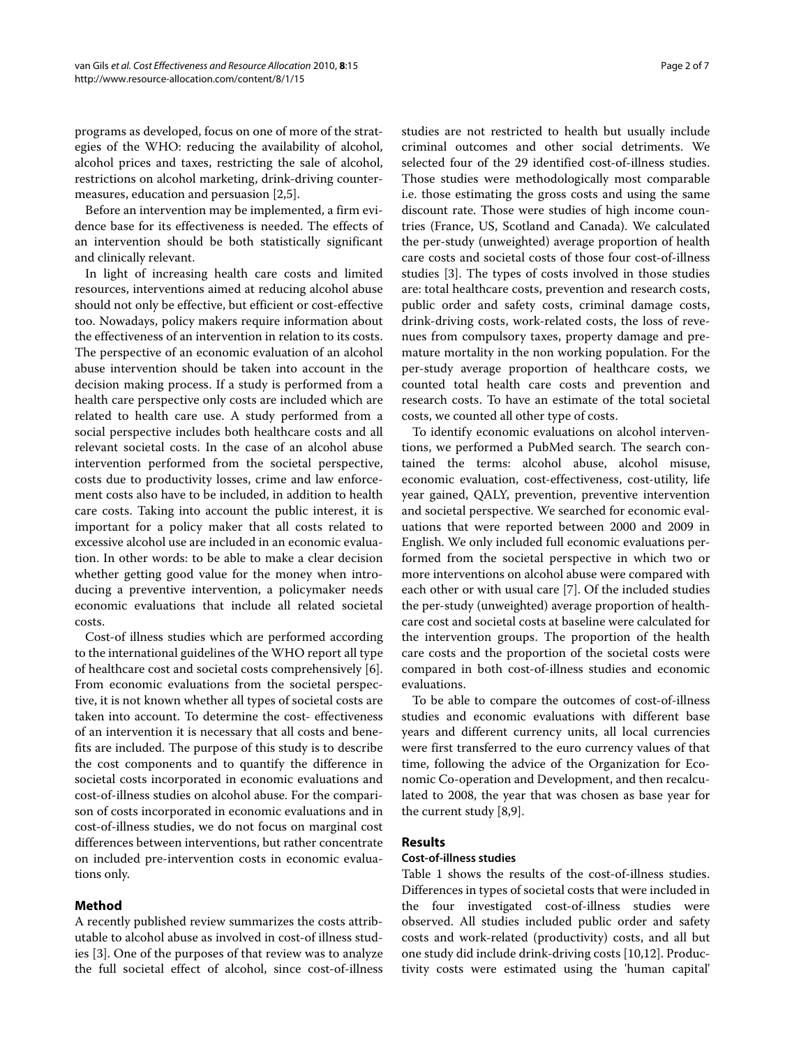programs as developed, focus on one of more of the strategies of the WHO: reducing the availability of alcohol, alcohol prices and taxes, restricting the sale of alcohol, restrictions on alcohol marketing, drink-driving countermeasures, education and persuasion [2,5].

Before an intervention may be implemented, a firm evidence base for its effectiveness is needed. The effects of an intervention should be both statistically significant and clinically relevant.

In light of increasing health care costs and limited resources, interventions aimed at reducing alcohol abuse should not only be effective, but efficient or cost-effective too. Nowadays, policy makers require information about the effectiveness of an intervention in relation to its costs. The perspective of an economic evaluation of an alcohol abuse intervention should be taken into account in the decision making process. If a study is performed from a health care perspective only costs are included which are related to health care use. A study performed from a social perspective includes both healthcare costs and all relevant societal costs. In the case of an alcohol abuse intervention performed from the societal perspective, costs due to productivity losses, crime and law enforcement costs also have to be included, in addition to health care costs. Taking into account the public interest, it is important for a policy maker that all costs related to excessive alcohol use are included in an economic evaluation. In other words: to be able to make a clear decision whether getting good value for the money when introducing a preventive intervention, a policymaker needs economic evaluations that include all related societal costs.

Cost-of illness studies which are performed according to the international guidelines of the WHO report all type of healthcare cost and societal costs comprehensively [6]. From economic evaluations from the societal perspective, it is not known whether all types of societal costs are taken into account. To determine the cost- effectiveness of an intervention it is necessary that all costs and benefits are included. The purpose of this study is to describe the cost components and to quantify the difference in societal costs incorporated in economic evaluations and cost-of-illness studies on alcohol abuse. For the comparison of costs incorporated in economic evaluations and in cost-of-illness studies, we do not focus on marginal cost differences between interventions, but rather concentrate on included pre-intervention costs in economic evaluations only.

## Method

A recently published review summarizes the costs attributable to alcohol abuse as involved in cost-of illness studies [3]. One of the purposes of that review was to analyze the full societal effect of alcohol, since cost-of-illness studies are not restricted to health but usually include criminal outcomes and other social detriments. We selected four of the 29 identified cost-of-illness studies. Those studies were methodologically most comparable i.e. those estimating the gross costs and using the same discount rate. Those were studies of high income countries (France, US, Scotland and Canada). We calculated the per-study (unweighted) average proportion of health care costs and societal costs of those four cost-of-illness studies [3]. The types of costs involved in those studies are: total healthcare costs, prevention and research costs, public order and safety costs, criminal damage costs, drink-driving costs, work-related costs, the loss of revenues from compulsory taxes, property damage and premature mortality in the non working population. For the per-study average proportion of healthcare costs, we counted total health care costs and prevention and research costs. To have an estimate of the total societal costs, we counted all other type of costs.

To identify economic evaluations on alcohol interventions, we performed a PubMed search. The search contained the terms: alcohol abuse, alcohol misuse, economic evaluation, cost-effectiveness, cost-utility, life year gained, QALY, prevention, preventive intervention and societal perspective. We searched for economic evaluations that were reported between 2000 and 2009 in English. We only included full economic evaluations performed from the societal perspective in which two or more interventions on alcohol abuse were compared with each other or with usual care [7]. Of the included studies the per-study (unweighted) average proportion of healthcare cost and societal costs at baseline were calculated for the intervention groups. The proportion of the health care costs and the proportion of the societal costs were compared in both cost-of-illness studies and economic evaluations.

To be able to compare the outcomes of cost-of-illness studies and economic evaluations with different base years and different currency units, all local currencies were first transferred to the euro currency values of that time, following the advice of the Organization for Economic Co-operation and Development, and then recalculated to 2008, the year that was chosen as base year for the current study [8,9].

## Results

### Cost-of-illness studies

Table 1 shows the results of the cost-of-illness studies. Differences in types of societal costs that were included in the four investigated cost-of-illness studies were observed. All studies included public order and safety costs and work-related (productivity) costs, and all but one study did include drink-driving costs [10,12]. Productivity costs were estimated using the 'human capital'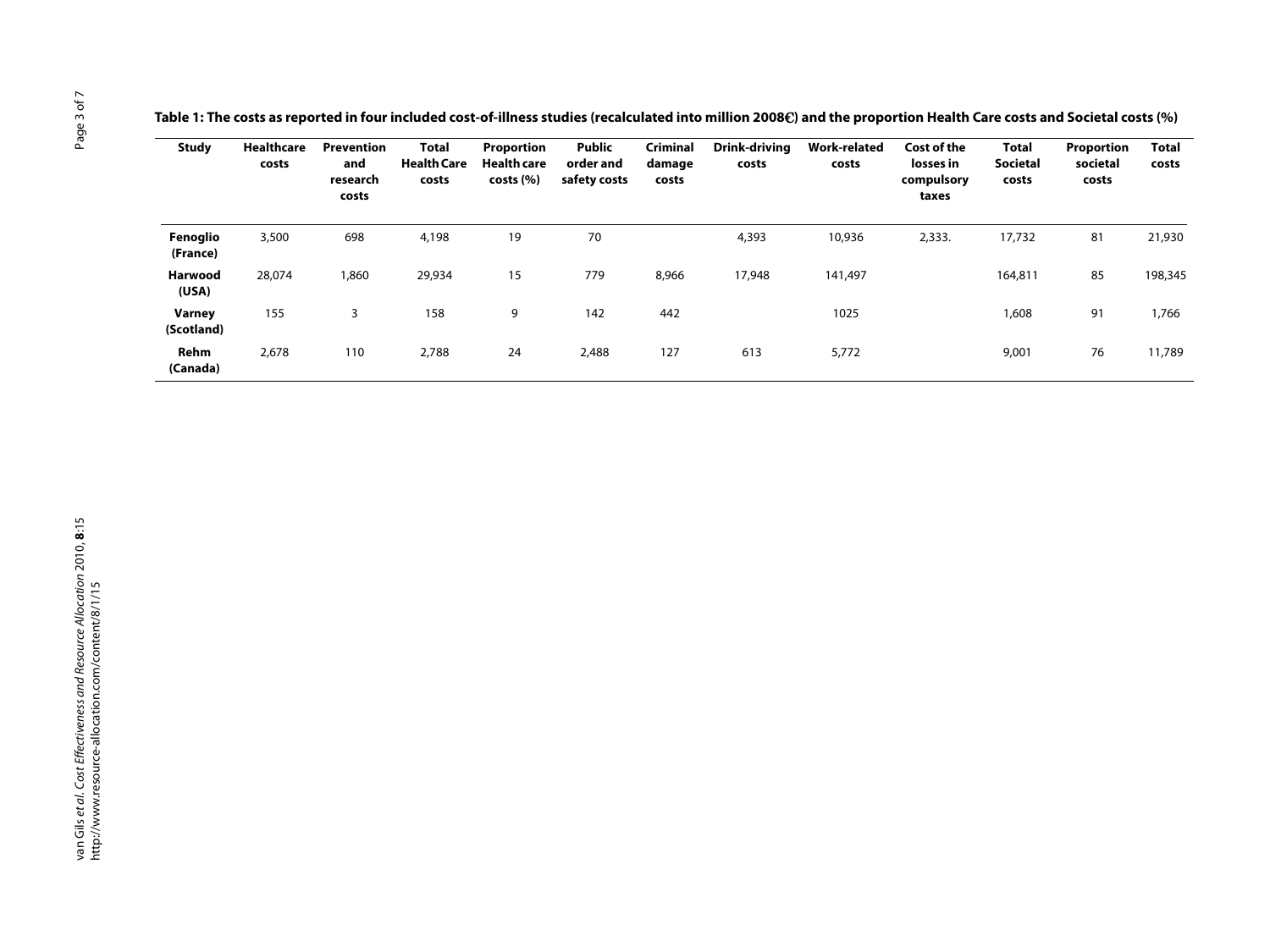**Table 1: The costs as reported in four included cost-of-illness studies (recalculated into million 2008€) and the proportion Health Care costs and Societal costs (%)**

| Study | Healthcare costs | Prevention and research costs | Total Health Care costs | Proportion Health care costs (%) | Public order and safety costs | Criminal damage costs | Drink-driving costs | Work-related costs | Cost of the losses in compulsory taxes | Total Societal costs | Proportion societal costs | Total costs |
|---|---|---|---|---|---|---|---|---|---|---|---|---|
| **Fenoglio (France)** | 3,500 | 698 | 4,198 | 19 | 70 | | 4,393 | 10,936 | 2,333. | 17,732 | 81 | 21,930 |
| **Harwood (USA)** | 28,074 | 1,860 | 29,934 | 15 | 779 | 8,966 | 17,948 | 141,497 | | 164,811 | 85 | 198,345 |
| **Varney (Scotland)** | 155 | 3 | 158 | 9 | 142 | 442 | | 1025 | | 1,608 | 91 | 1,766 |
| **Rehm (Canada)** | 2,678 | 110 | 2,788 | 24 | 2,488 | 127 | 613 | 5,772 | | 9,001 | 76 | 11,789 |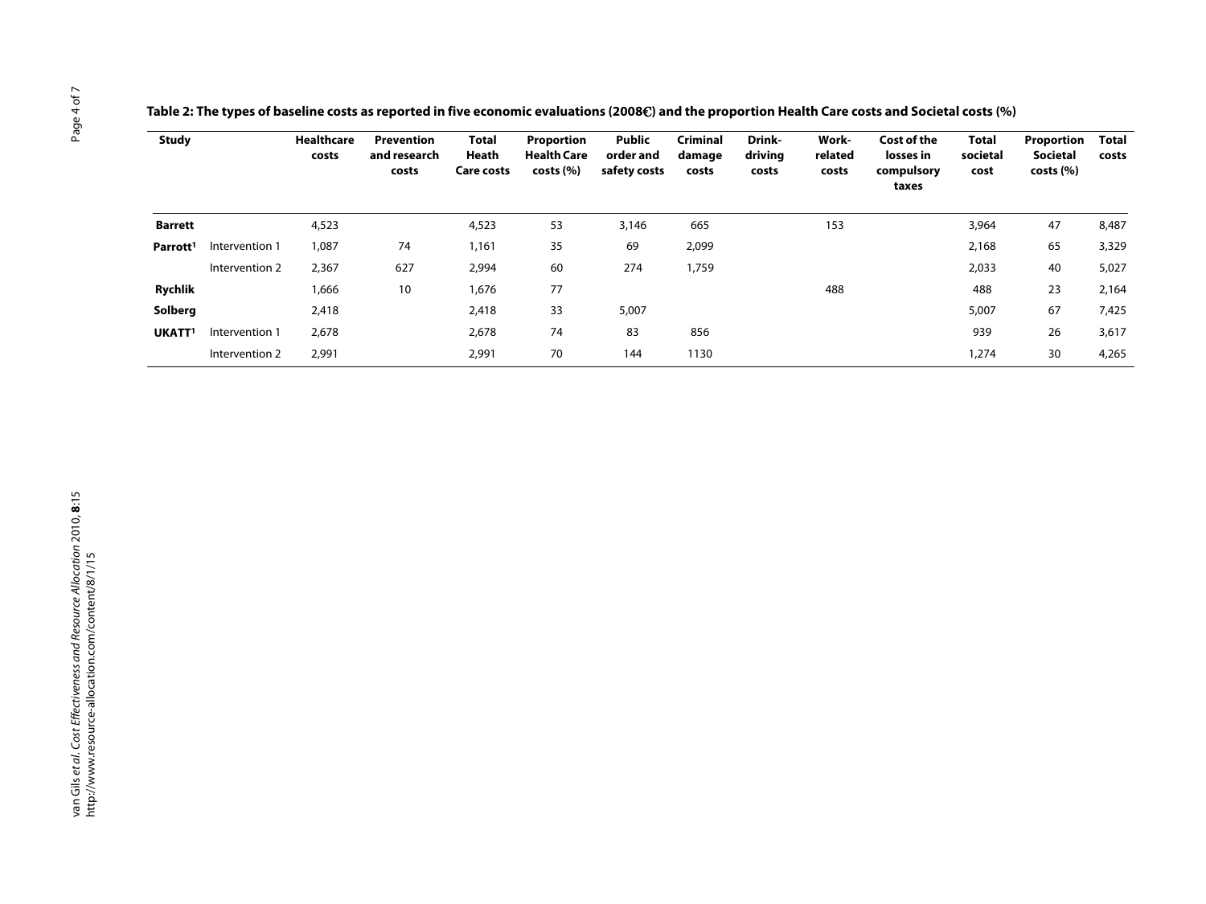**Table 2: The types of baseline costs as reported in five economic evaluations (2008€) and the proportion Health Care costs and Societal costs (%)**

| Study | | Healthcare costs | Prevention and research costs | Total Heath Care costs | Proportion Health Care costs (%) | Public order and safety costs | Criminal damage costs | Drink-driving costs | Work-related costs | Cost of the losses in compulsory taxes | Total societal cost | Proportion Societal costs (%) | Total costs |
|---|---|---|---|---|---|---|---|---|---|---|---|---|---|
| **Barrett** | | 4,523 | | 4,523 | 53 | 3,146 | 665 | | 153 | | 3,964 | 47 | 8,487 |
| **Parrott**[1] | Intervention 1 | 1,087 | 74 | 1,161 | 35 | 69 | 2,099 | | | | 2,168 | 65 | 3,329 |
| | Intervention 2 | 2,367 | 627 | 2,994 | 60 | 274 | 1,759 | | | | 2,033 | 40 | 5,027 |
| **Rychlik** | | 1,666 | 10 | 1,676 | 77 | | | | 488 | | 488 | 23 | 2,164 |
| **Solberg** | | 2,418 | | 2,418 | 33 | 5,007 | | | | | 5,007 | 67 | 7,425 |
| **UKATT**[1] | Intervention 1 | 2,678 | | 2,678 | 74 | 83 | 856 | | | | 939 | 26 | 3,617 |
| | Intervention 2 | 2,991 | | 2,991 | 70 | 144 | 1130 | | | | 1,274 | 30 | 4,265 |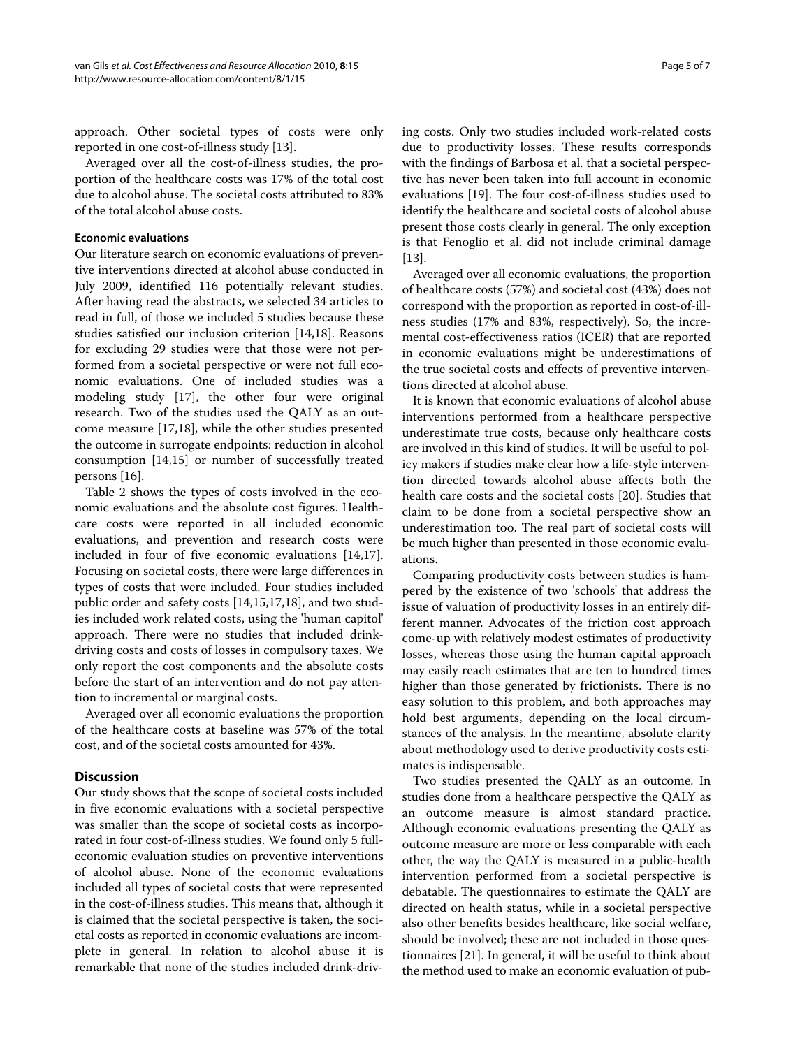approach. Other societal types of costs were only reported in one cost-of-illness study [13].

Averaged over all the cost-of-illness studies, the proportion of the healthcare costs was 17% of the total cost due to alcohol abuse. The societal costs attributed to 83% of the total alcohol abuse costs.

### Economic evaluations

Our literature search on economic evaluations of preventive interventions directed at alcohol abuse conducted in July 2009, identified 116 potentially relevant studies. After having read the abstracts, we selected 34 articles to read in full, of those we included 5 studies because these studies satisfied our inclusion criterion [14,18]. Reasons for excluding 29 studies were that those were not performed from a societal perspective or were not full economic evaluations. One of included studies was a modeling study [17], the other four were original research. Two of the studies used the QALY as an outcome measure [17,18], while the other studies presented the outcome in surrogate endpoints: reduction in alcohol consumption [14,15] or number of successfully treated persons [16].

Table 2 shows the types of costs involved in the economic evaluations and the absolute cost figures. Healthcare costs were reported in all included economic evaluations, and prevention and research costs were included in four of five economic evaluations [14,17]. Focusing on societal costs, there were large differences in types of costs that were included. Four studies included public order and safety costs [14,15,17,18], and two studies included work related costs, using the 'human capitol' approach. There were no studies that included drink-driving costs and costs of losses in compulsory taxes. We only report the cost components and the absolute costs before the start of an intervention and do not pay attention to incremental or marginal costs.

Averaged over all economic evaluations the proportion of the healthcare costs at baseline was 57% of the total cost, and of the societal costs amounted for 43%.

## Discussion

Our study shows that the scope of societal costs included in five economic evaluations with a societal perspective was smaller than the scope of societal costs as incorporated in four cost-of-illness studies. We found only 5 full-economic evaluation studies on preventive interventions of alcohol abuse. None of the economic evaluations included all types of societal costs that were represented in the cost-of-illness studies. This means that, although it is claimed that the societal perspective is taken, the societal costs as reported in economic evaluations are incomplete in general. In relation to alcohol abuse it is remarkable that none of the studies included drink-driving costs. Only two studies included work-related costs due to productivity losses. These results corresponds with the findings of Barbosa et al. that a societal perspective has never been taken into full account in economic evaluations [19]. The four cost-of-illness studies used to identify the healthcare and societal costs of alcohol abuse present those costs clearly in general. The only exception is that Fenoglio et al. did not include criminal damage [13].

Averaged over all economic evaluations, the proportion of healthcare costs (57%) and societal cost (43%) does not correspond with the proportion as reported in cost-of-illness studies (17% and 83%, respectively). So, the incremental cost-effectiveness ratios (ICER) that are reported in economic evaluations might be underestimations of the true societal costs and effects of preventive interventions directed at alcohol abuse.

It is known that economic evaluations of alcohol abuse interventions performed from a healthcare perspective underestimate true costs, because only healthcare costs are involved in this kind of studies. It will be useful to policy makers if studies make clear how a life-style intervention directed towards alcohol abuse affects both the health care costs and the societal costs [20]. Studies that claim to be done from a societal perspective show an underestimation too. The real part of societal costs will be much higher than presented in those economic evaluations.

Comparing productivity costs between studies is hampered by the existence of two 'schools' that address the issue of valuation of productivity losses in an entirely different manner. Advocates of the friction cost approach come-up with relatively modest estimates of productivity losses, whereas those using the human capital approach may easily reach estimates that are ten to hundred times higher than those generated by frictionists. There is no easy solution to this problem, and both approaches may hold best arguments, depending on the local circumstances of the analysis. In the meantime, absolute clarity about methodology used to derive productivity costs estimates is indispensable.

Two studies presented the QALY as an outcome. In studies done from a healthcare perspective the QALY as an outcome measure is almost standard practice. Although economic evaluations presenting the QALY as outcome measure are more or less comparable with each other, the way the QALY is measured in a public-health intervention performed from a societal perspective is debatable. The questionnaires to estimate the QALY are directed on health status, while in a societal perspective also other benefits besides healthcare, like social welfare, should be involved; these are not included in those questionnaires [21]. In general, it will be useful to think about the method used to make an economic evaluation of pub-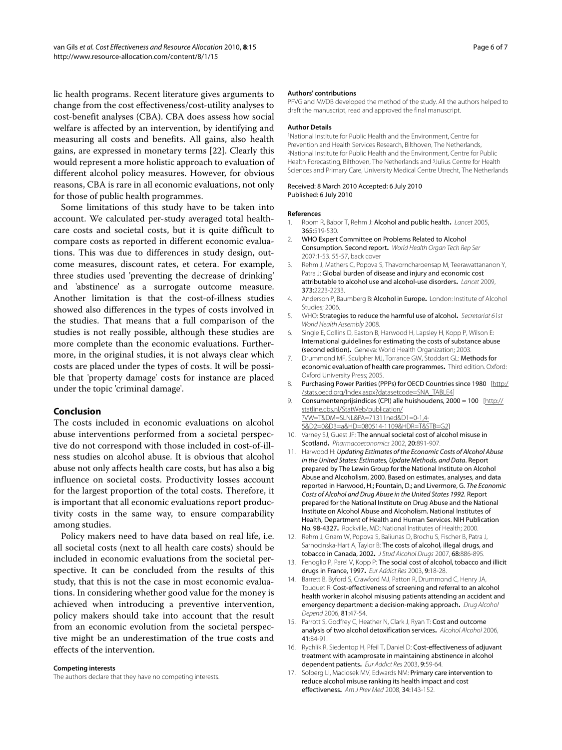lic health programs. Recent literature gives arguments to change from the cost effectiveness/cost-utility analyses to cost-benefit analyses (CBA). CBA does assess how social welfare is affected by an intervention, by identifying and measuring all costs and benefits. All gains, also health gains, are expressed in monetary terms [22]. Clearly this would represent a more holistic approach to evaluation of different alcohol policy measures. However, for obvious reasons, CBA is rare in all economic evaluations, not only for those of public health programmes.

Some limitations of this study have to be taken into account. We calculated per-study averaged total health-care costs and societal costs, but it is quite difficult to compare costs as reported in different economic evaluations. This was due to differences in study design, outcome measures, discount rates, et cetera. For example, three studies used 'preventing the decrease of drinking' and 'abstinence' as a surrogate outcome measure. Another limitation is that the cost-of-illness studies showed also differences in the types of costs involved in the studies. That means that a full comparison of the studies is not really possible, although these studies are more complete than the economic evaluations. Furthermore, in the original studies, it is not always clear which costs are placed under the types of costs. It will be possible that 'property damage' costs for instance are placed under the topic 'criminal damage'.

## Conclusion

The costs included in economic evaluations on alcohol abuse interventions performed from a societal perspective do not correspond with those included in cost-of-illness studies on alcohol abuse. It is obvious that alcohol abuse not only affects health care costs, but has also a big influence on societal costs. Productivity losses account for the largest proportion of the total costs. Therefore, it is important that all economic evaluations report productivity costs in the same way, to ensure comparability among studies.

Policy makers need to have data based on real life, i.e. all societal costs (next to all health care costs) should be included in economic evaluations from the societal perspective. It can be concluded from the results of this study, that this is not the case in most economic evaluations. In considering whether good value for the money is achieved when introducing a preventive intervention, policy makers should take into account that the result from an economic evolution from the societal perspective might be an underestimation of the true costs and effects of the intervention.

#### Competing interests

The authors declare that they have no competing interests.

#### Authors' contributions

PFVG and MVDB developed the method of the study. All the authors helped to draft the manuscript, read and approved the final manuscript.

#### Author Details

[1]National Institute for Public Health and the Environment, Centre for Prevention and Health Services Research, Bilthoven, The Netherlands, [2]National Institute for Public Health and the Environment, Centre for Public Health Forecasting, Bilthoven, The Netherlands and [3]Julius Centre for Health Sciences and Primary Care, University Medical Centre Utrecht, The Netherlands

Received: 8 March 2010 Accepted: 6 July 2010
Published: 6 July 2010

#### References

1. Room R, Babor T, Rehm J: **Alcohol and public health.** *Lancet* 2005, **365:**519-530.
2. **WHO Expert Committee on Problems Related to Alcohol Consumption. Second report.** *World Health Organ Tech Rep Ser* 2007:1-53. 55-57, back cover
3. Rehm J, Mathers C, Popova S, Thavorncharoensap M, Teerawattananon Y, Patra J: **Global burden of disease and injury and economic cost attributable to alcohol use and alcohol-use disorders.** *Lancet* 2009, **373:**2223-2233.
4. Anderson P, Baumberg B: **Alcohol in Europe.** London: Institute of Alcohol Studies; 2006.
5. WHO: **Strategies to reduce the harmful use of alcohol.** *Secretariat 61st World Health Assembly* 2008.
6. Single E, Collins D, Easton B, Harwood H, Lapsley H, Kopp P, Wilson E: **International guidelines for estimating the costs of substance abuse (second edition).** Geneva: World Health Organization; 2003.
7. Drummond MF, Sculpher MJ, Torrance GW, Stoddart GL: **Methods for economic evaluation of health care programmes.** Third edition. Oxford: Oxford University Press; 2005.
8. **Purchasing Power Parities (PPPs) for OECD Countries since 1980** [http://stats.oecd.org/Index.aspx?datasetcode=SNA_TABLE4]
9. **Consumentenprijsindices (CPI) alle huishoudens, 2000 = 100** [http://statline.cbs.nl/StatWeb/publication/?VW=T&DM=SLNL&PA=71311ned&D1=0-1,4-5&D2=0&D3=a&HD=080514-1109&HDR=T&STB=G2]
10. Varney SJ, Guest JF: **The annual societal cost of alcohol misuse in Scotland.** *Pharmacoeconomics* 2002, **20:**891-907.
11. Harwood H: *Updating Estimates of the Economic Costs of Alcohol Abuse in the United States: Estimates, Update Methods, and Data*. Report prepared by The Lewin Group for the National Institute on Alcohol Abuse and Alcoholism, 2000. Based on estimates, analyses, and data reported in Harwood, H.; Fountain, D.; and Livermore, G. *The Economic Costs of Alcohol and Drug Abuse in the United States 1992*. Report prepared for the National Institute on Drug Abuse and the National Institute on Alcohol Abuse and Alcoholism. National Institutes of Health, Department of Health and Human Services. NIH Publication No. 98-4327. Rockville, MD: National Institutes of Health; 2000.
12. Rehm J, Gnam W, Popova S, Baliunas D, Brochu S, Fischer B, Patra J, Sarnocinska-Hart A, Taylor B: **The costs of alcohol, illegal drugs, and tobacco in Canada, 2002.** *J Stud Alcohol Drugs* 2007, **68:**886-895.
13. Fenoglio P, Parel V, Kopp P: **The social cost of alcohol, tobacco and illicit drugs in France, 1997.** *Eur Addict Res* 2003, **9:**18-28.
14. Barrett B, Byford S, Crawford MJ, Patton R, Drummond C, Henry JA, Touquet R: **Cost-effectiveness of screening and referral to an alcohol health worker in alcohol misusing patients attending an accident and emergency department: a decision-making approach.** *Drug Alcohol Depend* 2006, **81:**47-54.
15. Parrott S, Godfrey C, Heather N, Clark J, Ryan T: **Cost and outcome analysis of two alcohol detoxification services.** *Alcohol Alcohol* 2006, **41:**84-91.
16. Rychlik R, Siedentop H, Pfeil T, Daniel D: **Cost-effectiveness of adjuvant treatment with acamprosate in maintaining abstinence in alcohol dependent patients.** *Eur Addict Res* 2003, **9:**59-64.
17. Solberg LI, Maciosek MV, Edwards NM: **Primary care intervention to reduce alcohol misuse ranking its health impact and cost effectiveness.** *Am J Prev Med* 2008, **34:**143-152.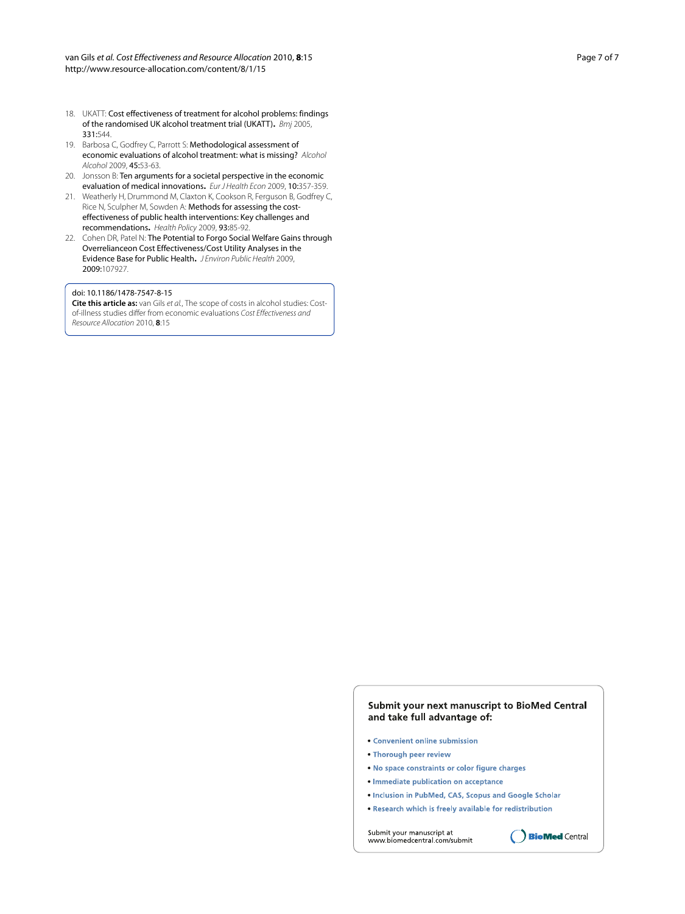18. UKATT: **Cost effectiveness of treatment for alcohol problems: findings of the randomised UK alcohol treatment trial (UKATT).** *Bmj* 2005, **331**:544.
19. Barbosa C, Godfrey C, Parrott S: **Methodological assessment of economic evaluations of alcohol treatment: what is missing?** *Alcohol Alcohol* 2009, **45**:53-63.
20. Jonsson B: **Ten arguments for a societal perspective in the economic evaluation of medical innovations.** *Eur J Health Econ* 2009, **10**:357-359.
21. Weatherly H, Drummond M, Claxton K, Cookson R, Ferguson B, Godfrey C, Rice N, Sculpher M, Sowden A: **Methods for assessing the cost-effectiveness of public health interventions: Key challenges and recommendations.** *Health Policy* 2009, **93**:85-92.
22. Cohen DR, Patel N: **The Potential to Forgo Social Welfare Gains through Overrelianceon Cost Effectiveness/Cost Utility Analyses in the Evidence Base for Public Health.** *J Environ Public Health* 2009, **2009**:107927.

doi: 10.1186/1478-7547-8-15

**Cite this article as:** van Gils *et al.*, The scope of costs in alcohol studies: Cost-of-illness studies differ from economic evaluations *Cost Effectiveness and Resource Allocation* 2010, **8**:15